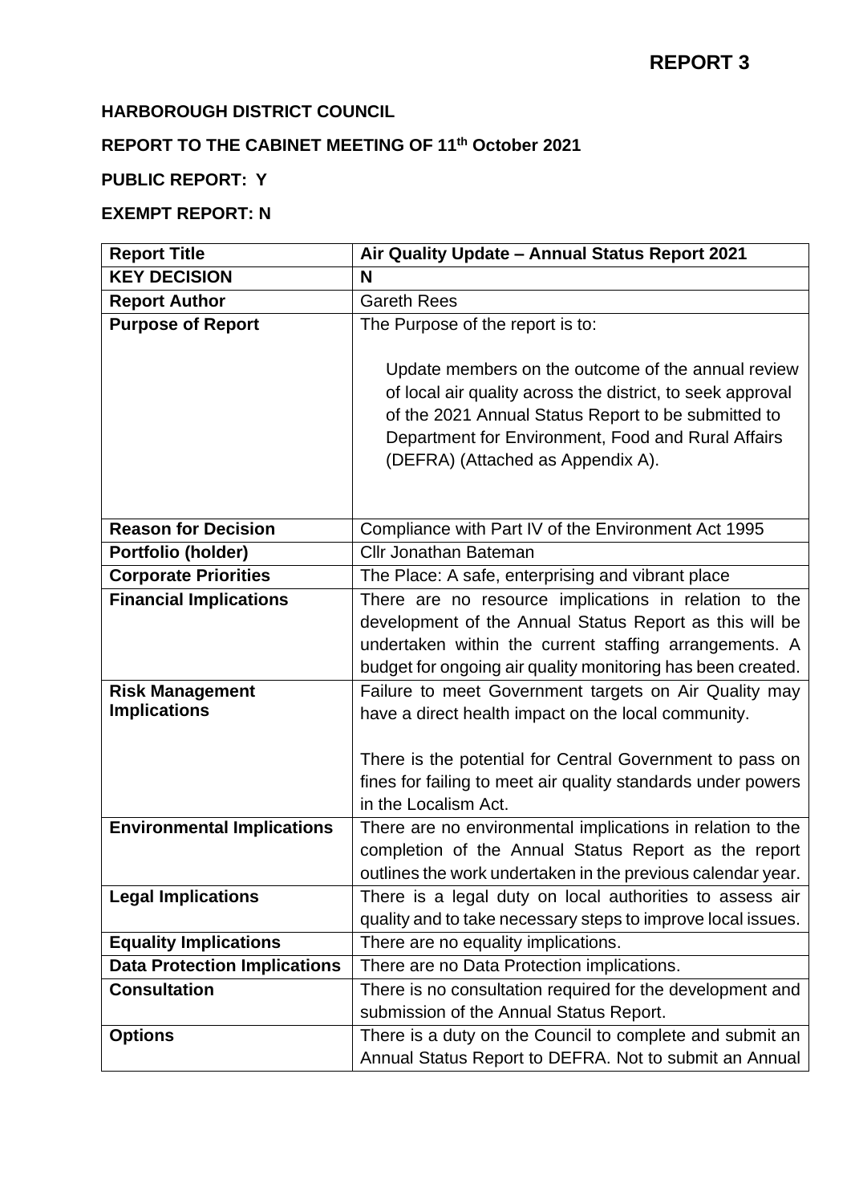**REPORT 3**

**HARBOROUGH DISTRICT COUNCIL**

**REPORT TO THE CABINET MEETING OF 11th October 2021**

**PUBLIC REPORT: Y**

**EXEMPT REPORT: N**

| **Report Title** | **Air Quality Update – Annual Status Report 2021** |
|---|---|
| **KEY DECISION** | **N** |
| **Report Author** | Gareth Rees |
| **Purpose of Report** | The Purpose of the report is to:<br><br>Update members on the outcome of the annual review of local air quality across the district, to seek approval of the 2021 Annual Status Report to be submitted to Department for Environment, Food and Rural Affairs (DEFRA) (Attached as Appendix A). |
| **Reason for Decision** | Compliance with Part IV of the Environment Act 1995 |
| **Portfolio (holder)** | Cllr Jonathan Bateman |
| **Corporate Priorities** | The Place: A safe, enterprising and vibrant place |
| **Financial Implications** | There are no resource implications in relation to the development of the Annual Status Report as this will be undertaken within the current staffing arrangements. A budget for ongoing air quality monitoring has been created. |
| **Risk Management Implications** | Failure to meet Government targets on Air Quality may have a direct health impact on the local community.<br><br>There is the potential for Central Government to pass on fines for failing to meet air quality standards under powers in the Localism Act. |
| **Environmental Implications** | There are no environmental implications in relation to the completion of the Annual Status Report as the report outlines the work undertaken in the previous calendar year. |
| **Legal Implications** | There is a legal duty on local authorities to assess air quality and to take necessary steps to improve local issues. |
| **Equality Implications** | There are no equality implications. |
| **Data Protection Implications** | There are no Data Protection implications. |
| **Consultation** | There is no consultation required for the development and submission of the Annual Status Report. |
| **Options** | There is a duty on the Council to complete and submit an Annual Status Report to DEFRA. Not to submit an Annual |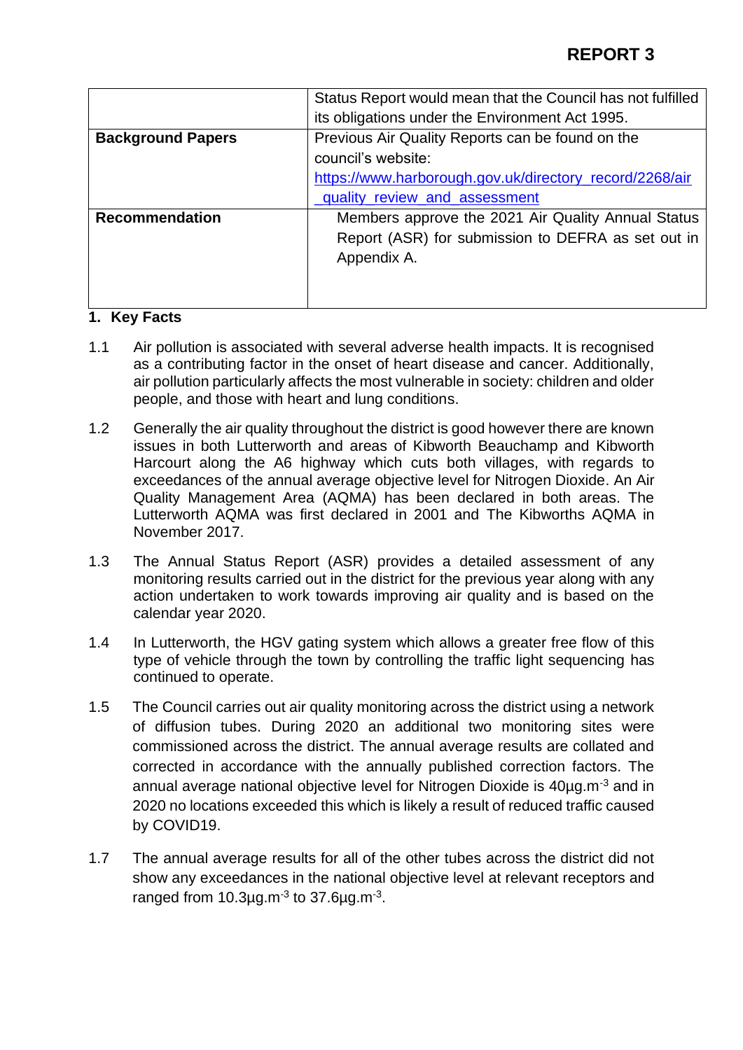| | |
|---|---|
| | Status Report would mean that the Council has not fulfilled its obligations under the Environment Act 1995. |
| **Background Papers** | Previous Air Quality Reports can be found on the council's website: [https://www.harborough.gov.uk/directory_record/2268/air_quality_review_and_assessment](https://www.harborough.gov.uk/directory_record/2268/air_quality_review_and_assessment) |
| **Recommendation** | Members approve the 2021 Air Quality Annual Status Report (ASR) for submission to DEFRA as set out in Appendix A. |

## 1. Key Facts

1.1 Air pollution is associated with several adverse health impacts. It is recognised as a contributing factor in the onset of heart disease and cancer. Additionally, air pollution particularly affects the most vulnerable in society: children and older people, and those with heart and lung conditions.

1.2 Generally the air quality throughout the district is good however there are known issues in both Lutterworth and areas of Kibworth Beauchamp and Kibworth Harcourt along the A6 highway which cuts both villages, with regards to exceedances of the annual average objective level for Nitrogen Dioxide. An Air Quality Management Area (AQMA) has been declared in both areas. The Lutterworth AQMA was first declared in 2001 and The Kibworths AQMA in November 2017.

1.3 The Annual Status Report (ASR) provides a detailed assessment of any monitoring results carried out in the district for the previous year along with any action undertaken to work towards improving air quality and is based on the calendar year 2020.

1.4 In Lutterworth, the HGV gating system which allows a greater free flow of this type of vehicle through the town by controlling the traffic light sequencing has continued to operate.

1.5 The Council carries out air quality monitoring across the district using a network of diffusion tubes. During 2020 an additional two monitoring sites were commissioned across the district. The annual average results are collated and corrected in accordance with the annually published correction factors. The annual average national objective level for Nitrogen Dioxide is 40µg.m$^{-3}$ and in 2020 no locations exceeded this which is likely a result of reduced traffic caused by COVID19.

1.7 The annual average results for all of the other tubes across the district did not show any exceedances in the national objective level at relevant receptors and ranged from 10.3µg.m$^{-3}$ to 37.6µg.m$^{-3}$.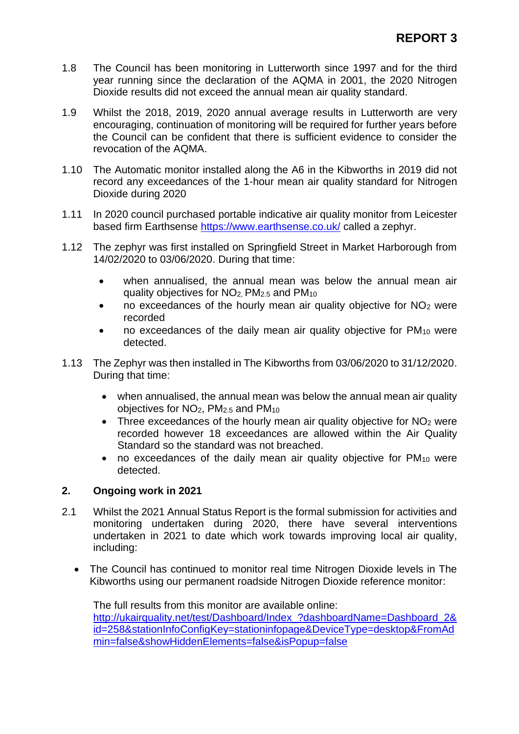**REPORT 3**

1.8 The Council has been monitoring in Lutterworth since 1997 and for the third year running since the declaration of the AQMA in 2001, the 2020 Nitrogen Dioxide results did not exceed the annual mean air quality standard.

1.9 Whilst the 2018, 2019, 2020 annual average results in Lutterworth are very encouraging, continuation of monitoring will be required for further years before the Council can be confident that there is sufficient evidence to consider the revocation of the AQMA.

1.10 The Automatic monitor installed along the A6 in the Kibworths in 2019 did not record any exceedances of the 1-hour mean air quality standard for Nitrogen Dioxide during 2020

1.11 In 2020 council purchased portable indicative air quality monitor from Leicester based firm Earthsense https://www.earthsense.co.uk/ called a zephyr.

1.12 The zephyr was first installed on Springfield Street in Market Harborough from 14/02/2020 to 03/06/2020. During that time:

- when annualised, the annual mean was below the annual mean air quality objectives for $NO_2$, $PM_{2.5}$ and $PM_{10}$
- no exceedances of the hourly mean air quality objective for $NO_2$ were recorded
- no exceedances of the daily mean air quality objective for $PM_{10}$ were detected.

1.13 The Zephyr was then installed in The Kibworths from 03/06/2020 to 31/12/2020. During that time:

- when annualised, the annual mean was below the annual mean air quality objectives for $NO_2$, $PM_{2.5}$ and $PM_{10}$
- Three exceedances of the hourly mean air quality objective for $NO_2$ were recorded however 18 exceedances are allowed within the Air Quality Standard so the standard was not breached.
- no exceedances of the daily mean air quality objective for $PM_{10}$ were detected.

## 2. Ongoing work in 2021

2.1 Whilst the 2021 Annual Status Report is the formal submission for activities and monitoring undertaken during 2020, there have several interventions undertaken in 2021 to date which work towards improving local air quality, including:

- The Council has continued to monitor real time Nitrogen Dioxide levels in The Kibworths using our permanent roadside Nitrogen Dioxide reference monitor:

  The full results from this monitor are available online:
  http://ukairquality.net/test/Dashboard/Index_?dashboardName=Dashboard_2&id=258&stationInfoConfigKey=stationinfopage&DeviceType=desktop&FromAdmin=false&showHiddenElements=false&isPopup=false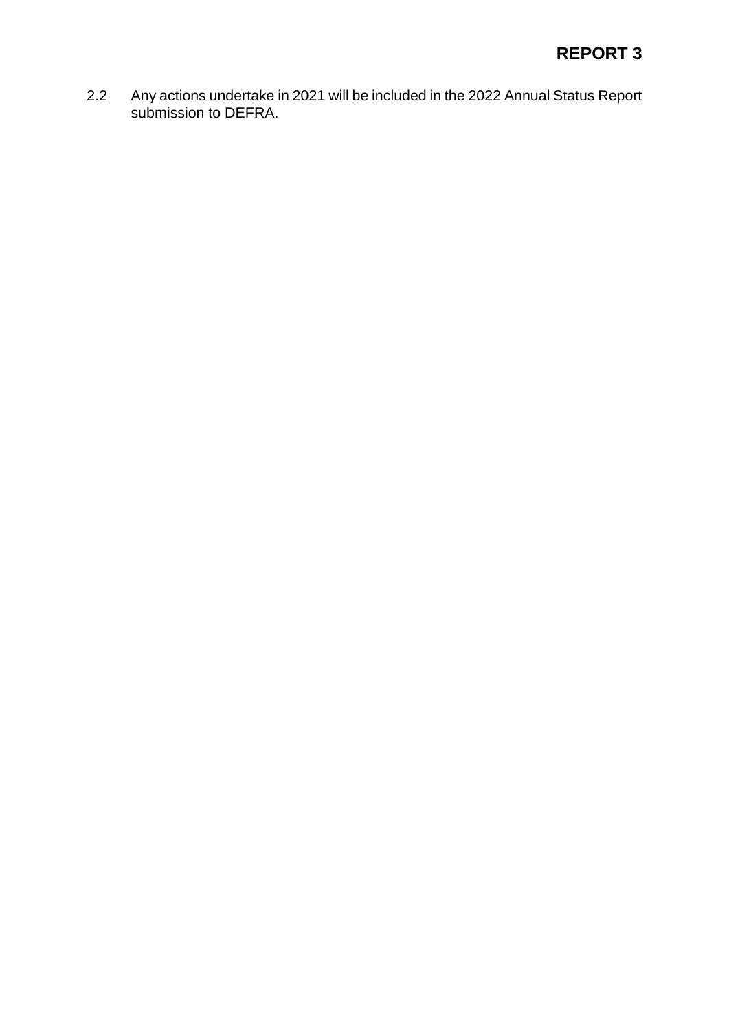2.2 Any actions undertake in 2021 will be included in the 2022 Annual Status Report submission to DEFRA.